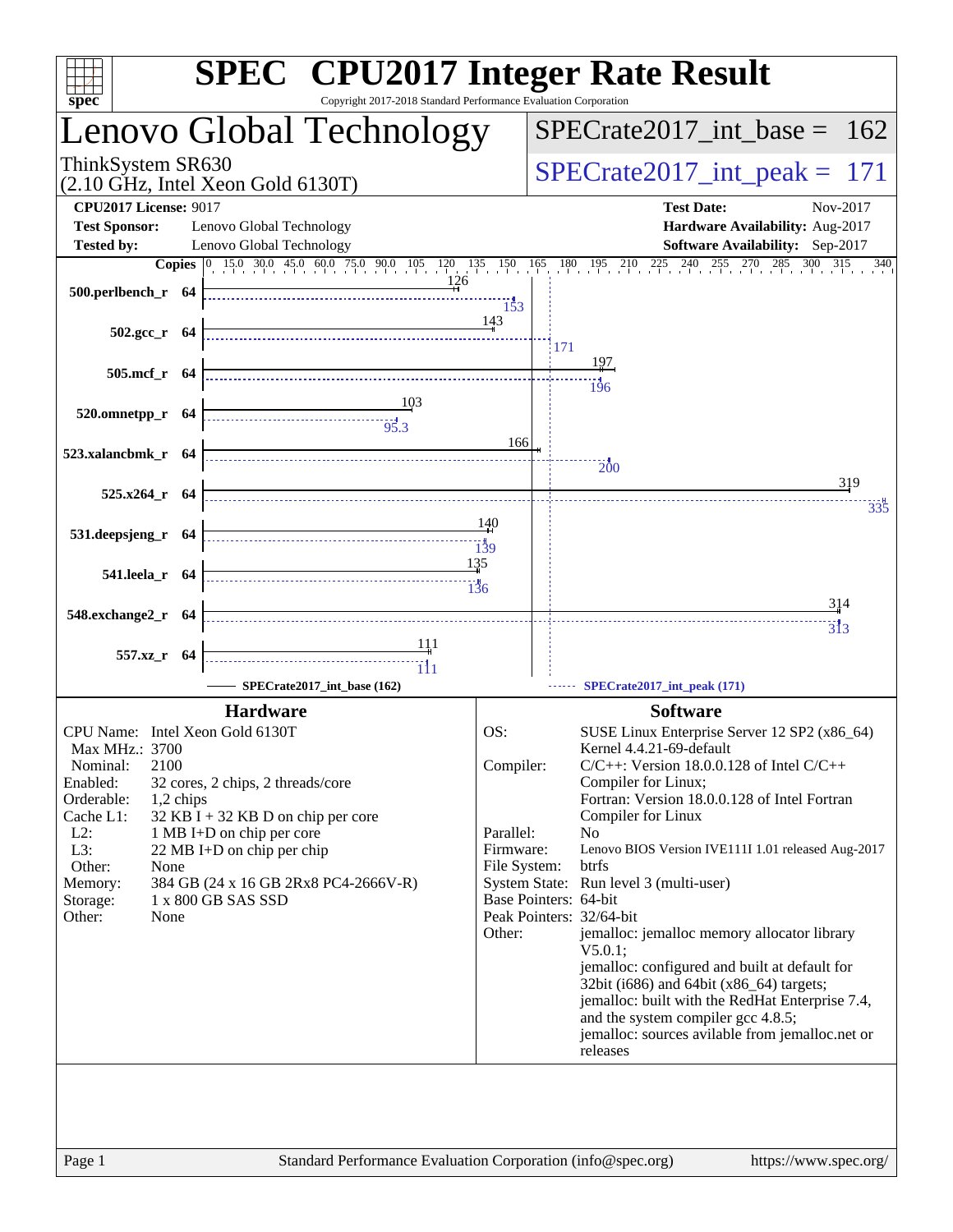# SPEC CPU2017 Integer Rate Result

Copyright 2017-2018 Standard Performance Evaluation Corporation

## Lenovo Global Technology

ThinkSystem SR630
(2.10 GHz, Intel Xeon Gold 6130T)

SPECrate2017_int_base = 162

SPECrate2017_int_peak = 171

**CPU2017 License:** 9017
**Test Sponsor:** Lenovo Global Technology
**Tested by:** Lenovo Global Technology

**Test Date:** Nov-2017
**Hardware Availability:** Aug-2017
**Software Availability:** Sep-2017

| Benchmark | Copies | Base | Peak |
|---|---|---|---|
| 500.perlbench_r | 64 | 126 | 153 |
| 502.gcc_r | 64 | 143 | 171 |
| 505.mcf_r | 64 | 197 | 196 |
| 520.omnetpp_r | 64 | 103 | 95.3 |
| 523.xalancbmk_r | 64 | 166 | 200 |
| 525.x264_r | 64 | 319 | 335 |
| 531.deepsjeng_r | 64 | 140 | 139 |
| 541.leela_r | 64 | 135 | 136 |
| 548.exchange2_r | 64 | 314 | 313 |
| 557.xz_r | 64 | 111 | 111 |

SPECrate2017_int_base (162) —— SPECrate2017_int_peak (171)

### Hardware

- CPU Name: Intel Xeon Gold 6130T
- Max MHz.: 3700
- Nominal: 2100
- Enabled: 32 cores, 2 chips, 2 threads/core
- Orderable: 1,2 chips
- Cache L1: 32 KB I + 32 KB D on chip per core
- L2: 1 MB I+D on chip per core
- L3: 22 MB I+D on chip per chip
- Other: None
- Memory: 384 GB (24 x 16 GB 2Rx8 PC4-2666V-R)
- Storage: 1 x 800 GB SAS SSD
- Other: None

### Software

- OS: SUSE Linux Enterprise Server 12 SP2 (x86_64) Kernel 4.4.21-69-default
- Compiler: C/C++: Version 18.0.0.128 of Intel C/C++ Compiler for Linux; Fortran: Version 18.0.0.128 of Intel Fortran Compiler for Linux
- Parallel: No
- Firmware: Lenovo BIOS Version IVE111I 1.01 released Aug-2017
- File System: btrfs
- System State: Run level 3 (multi-user)
- Base Pointers: 64-bit
- Peak Pointers: 32/64-bit
- Other: jemalloc: jemalloc memory allocator library V5.0.1; jemalloc: configured and built at default for 32bit (i686) and 64bit (x86_64) targets; jemalloc: built with the RedHat Enterprise 7.4, and the system compiler gcc 4.8.5; jemalloc: sources avilable from jemalloc.net or releases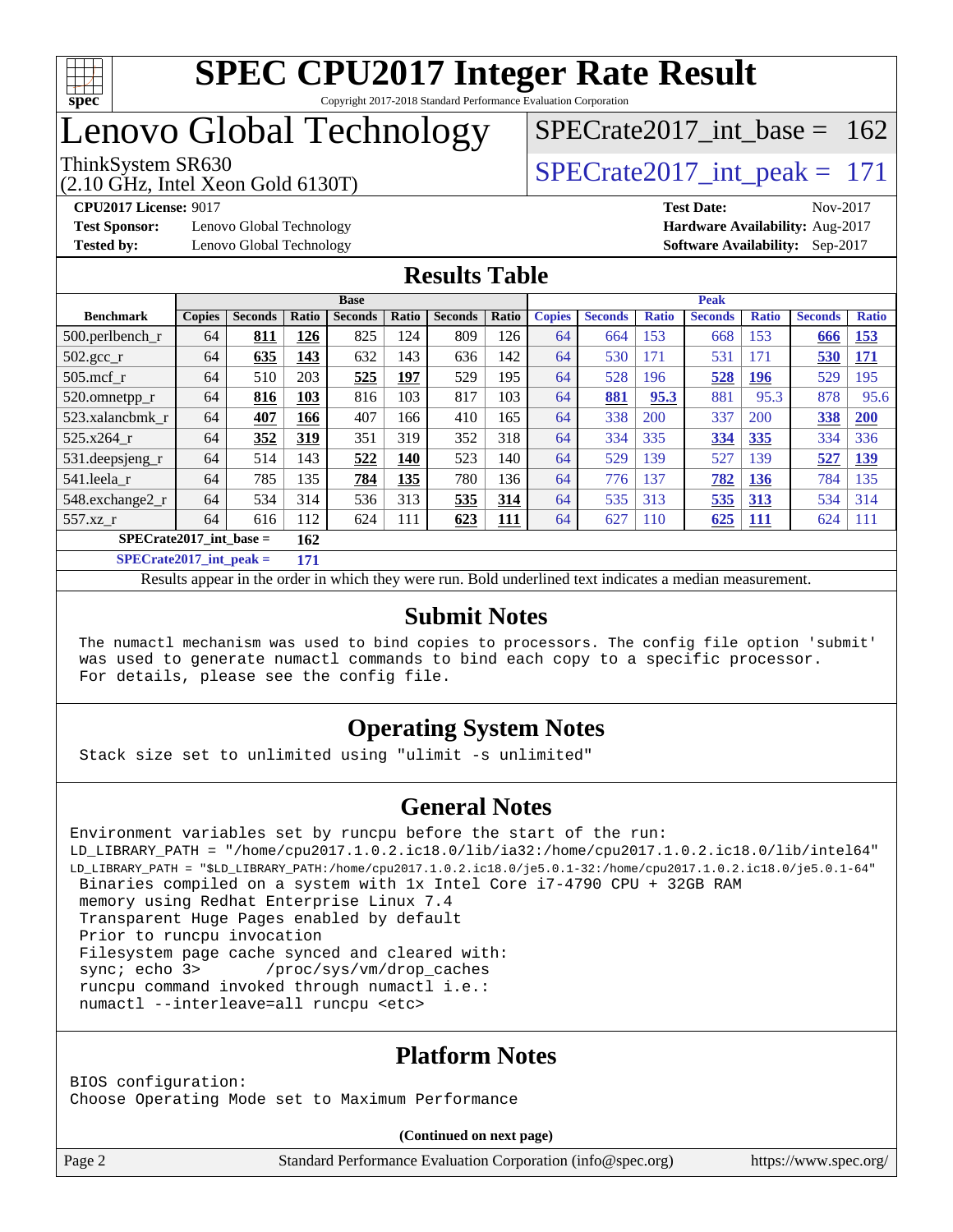# SPEC CPU2017 Integer Rate Result

Copyright 2017-2018 Standard Performance Evaluation Corporation

# Lenovo Global Technology

ThinkSystem SR630
(2.10 GHz, Intel Xeon Gold 6130T)

SPECrate2017_int_base = 162

SPECrate2017_int_peak = 171

**CPU2017 License:** 9017
**Test Sponsor:** Lenovo Global Technology
**Tested by:** Lenovo Global Technology

**Test Date:** Nov-2017
**Hardware Availability:** Aug-2017
**Software Availability:** Sep-2017

## Results Table

| | Base | | | | | | | Peak | | | | | | |
|---|---|---|---|---|---|---|---|---|---|---|---|---|---|---|
| Benchmark | Copies | Seconds | Ratio | Seconds | Ratio | Seconds | Ratio | Copies | Seconds | Ratio | Seconds | Ratio | Seconds | Ratio |
| 500.perlbench_r | 64 | **811** | **126** | 825 | 124 | 809 | 126 | 64 | 664 | 153 | 668 | 153 | **666** | **153** |
| 502.gcc_r | 64 | **635** | **143** | 632 | 143 | 636 | 142 | 64 | 530 | 171 | 531 | 171 | **530** | **171** |
| 505.mcf_r | 64 | 510 | 203 | **525** | **197** | 529 | 195 | 64 | 528 | 196 | **528** | **196** | 529 | 195 |
| 520.omnetpp_r | 64 | **816** | **103** | 816 | 103 | 817 | 103 | 64 | **881** | **95.3** | 881 | 95.3 | 878 | 95.6 |
| 523.xalancbmk_r | 64 | **407** | **166** | 407 | 166 | 410 | 165 | 64 | 338 | 200 | 337 | 200 | **338** | **200** |
| 525.x264_r | 64 | **352** | **319** | 351 | 319 | 352 | 318 | 64 | 334 | 335 | **334** | **335** | 334 | 336 |
| 531.deepsjeng_r | 64 | 514 | 143 | **522** | **140** | 523 | 140 | 64 | 529 | 139 | 527 | 139 | **527** | **139** |
| 541.leela_r | 64 | 785 | 135 | **784** | **135** | 780 | 136 | 64 | 776 | 137 | **782** | **136** | 784 | 135 |
| 548.exchange2_r | 64 | 534 | 314 | 536 | 313 | **535** | **314** | 64 | 535 | 313 | **535** | **313** | 534 | 314 |
| 557.xz_r | 64 | 616 | 112 | 624 | 111 | **623** | **111** | 64 | 627 | 110 | **625** | **111** | 624 | 111 |

**SPECrate2017_int_base = 162**

**SPECrate2017_int_peak = 171**

Results appear in the order in which they were run. Bold underlined text indicates a median measurement.

## Submit Notes

```
The numactl mechanism was used to bind copies to processors. The config file option 'submit'
was used to generate numactl commands to bind each copy to a specific processor.
For details, please see the config file.
```

## Operating System Notes

```
Stack size set to unlimited using "ulimit -s unlimited"
```

## General Notes

```
Environment variables set by runcpu before the start of the run:
LD_LIBRARY_PATH = "/home/cpu2017.1.0.2.ic18.0/lib/ia32:/home/cpu2017.1.0.2.ic18.0/lib/intel64"
LD_LIBRARY_PATH = "$LD_LIBRARY_PATH:/home/cpu2017.1.0.2.ic18.0/je5.0.1-32:/home/cpu2017.1.0.2.ic18.0/je5.0.1-64"
 Binaries compiled on a system with 1x Intel Core i7-4790 CPU + 32GB RAM
 memory using Redhat Enterprise Linux 7.4
 Transparent Huge Pages enabled by default
 Prior to runcpu invocation
 Filesystem page cache synced and cleared with:
 sync; echo 3>       /proc/sys/vm/drop_caches
 runcpu command invoked through numactl i.e.:
 numactl --interleave=all runcpu <etc>
```

## Platform Notes

```
BIOS configuration:
Choose Operating Mode set to Maximum Performance
```

**(Continued on next page)**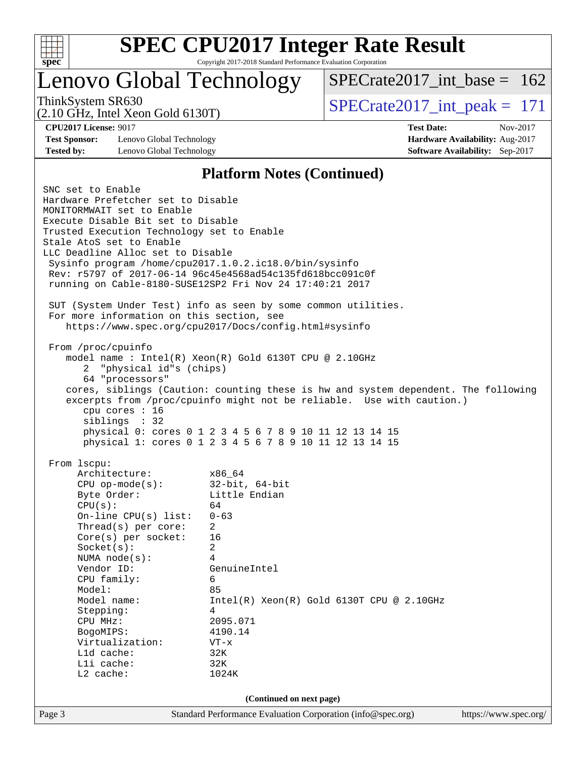# SPEC CPU2017 Integer Rate Result

Copyright 2017-2018 Standard Performance Evaluation Corporation

## Lenovo Global Technology

ThinkSystem SR630
(2.10 GHz, Intel Xeon Gold 6130T)

SPECrate2017_int_base = 162

SPECrate2017_int_peak = 171

**CPU2017 License:** 9017
**Test Sponsor:** Lenovo Global Technology
**Tested by:** Lenovo Global Technology

**Test Date:** Nov-2017
**Hardware Availability:** Aug-2017
**Software Availability:** Sep-2017

### Platform Notes (Continued)

```
SNC set to Enable
Hardware Prefetcher set to Disable
MONITORMWAIT set to Enable
Execute Disable Bit set to Disable
Trusted Execution Technology set to Enable
Stale AtoS set to Enable
LLC Deadline Alloc set to Disable
 Sysinfo program /home/cpu2017.1.0.2.ic18.0/bin/sysinfo
 Rev: r5797 of 2017-06-14 96c45e4568ad54c135fd618bcc091c0f
 running on Cable-8180-SUSE12SP2 Fri Nov 24 17:40:21 2017

 SUT (System Under Test) info as seen by some common utilities.
 For more information on this section, see
    https://www.spec.org/cpu2017/Docs/config.html#sysinfo

 From /proc/cpuinfo
    model name : Intel(R) Xeon(R) Gold 6130T CPU @ 2.10GHz
       2  "physical id"s (chips)
       64 "processors"
    cores, siblings (Caution: counting these is hw and system dependent. The following
    excerpts from /proc/cpuinfo might not be reliable.  Use with caution.)
       cpu cores : 16
       siblings  : 32
       physical 0: cores 0 1 2 3 4 5 6 7 8 9 10 11 12 13 14 15
       physical 1: cores 0 1 2 3 4 5 6 7 8 9 10 11 12 13 14 15

 From lscpu:
      Architecture:          x86_64
      CPU op-mode(s):        32-bit, 64-bit
      Byte Order:            Little Endian
      CPU(s):                64
      On-line CPU(s) list:   0-63
      Thread(s) per core:    2
      Core(s) per socket:    16
      Socket(s):             2
      NUMA node(s):          4
      Vendor ID:             GenuineIntel
      CPU family:            6
      Model:                 85
      Model name:            Intel(R) Xeon(R) Gold 6130T CPU @ 2.10GHz
      Stepping:              4
      CPU MHz:               2095.071
      BogoMIPS:              4190.14
      Virtualization:        VT-x
      L1d cache:             32K
      L1i cache:             32K
      L2 cache:              1024K
```

(Continued on next page)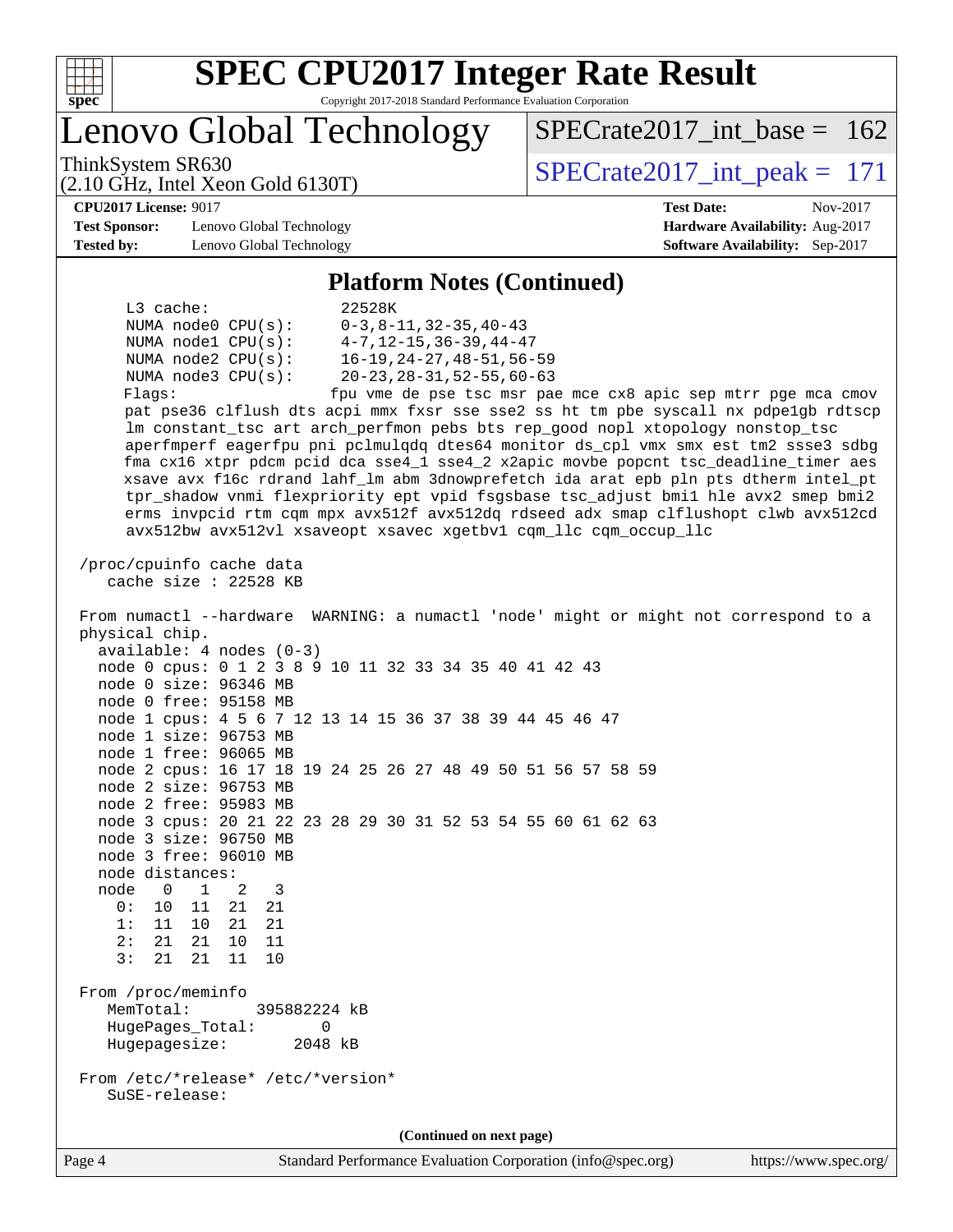## Platform Notes (Continued)

```
     L3 cache:              22528K
     NUMA node0 CPU(s):     0-3,8-11,32-35,40-43
     NUMA node1 CPU(s):     4-7,12-15,36-39,44-47
     NUMA node2 CPU(s):     16-19,24-27,48-51,56-59
     NUMA node3 CPU(s):     20-23,28-31,52-55,60-63
     Flags:                 fpu vme de pse tsc msr pae mce cx8 apic sep mtrr pge mca cmov
     pat pse36 clflush dts acpi mmx fxsr sse sse2 ss ht tm pbe syscall nx pdpe1gb rdtscp
     lm constant_tsc art arch_perfmon pebs bts rep_good nopl xtopology nonstop_tsc
     aperfmperf eagerfpu pni pclmulqdq dtes64 monitor ds_cpl vmx smx est tm2 ssse3 sdbg
     fma cx16 xtpr pdcm pcid dca sse4_1 sse4_2 x2apic movbe popcnt tsc_deadline_timer aes
     xsave avx f16c rdrand lahf_lm abm 3dnowprefetch ida arat epb pln pts dtherm intel_pt
     tpr_shadow vnmi flexpriority ept vpid fsgsbase tsc_adjust bmi1 hle avx2 smep bmi2
     erms invpcid rtm cqm mpx avx512f avx512dq rdseed adx smap clflushopt clwb avx512cd
     avx512bw avx512vl xsaveopt xsavec xgetbv1 cqm_llc cqm_occup_llc

 /proc/cpuinfo cache data
    cache size : 22528 KB

 From numactl --hardware  WARNING: a numactl 'node' might or might not correspond to a
 physical chip.
   available: 4 nodes (0-3)
   node 0 cpus: 0 1 2 3 8 9 10 11 32 33 34 35 40 41 42 43
   node 0 size: 96346 MB
   node 0 free: 95158 MB
   node 1 cpus: 4 5 6 7 12 13 14 15 36 37 38 39 44 45 46 47
   node 1 size: 96753 MB
   node 1 free: 96065 MB
   node 2 cpus: 16 17 18 19 24 25 26 27 48 49 50 51 56 57 58 59
   node 2 size: 96753 MB
   node 2 free: 95983 MB
   node 3 cpus: 20 21 22 23 28 29 30 31 52 53 54 55 60 61 62 63
   node 3 size: 96750 MB
   node 3 free: 96010 MB
   node distances:
   node   0   1   2   3
     0:  10  11  21  21
     1:  11  10  21  21
     2:  21  21  10  11
     3:  21  21  11  10

 From /proc/meminfo
    MemTotal:       395882224 kB
    HugePages_Total:       0
    Hugepagesize:       2048 kB

 From /etc/*release* /etc/*version*
    SuSE-release:
```

**(Continued on next page)**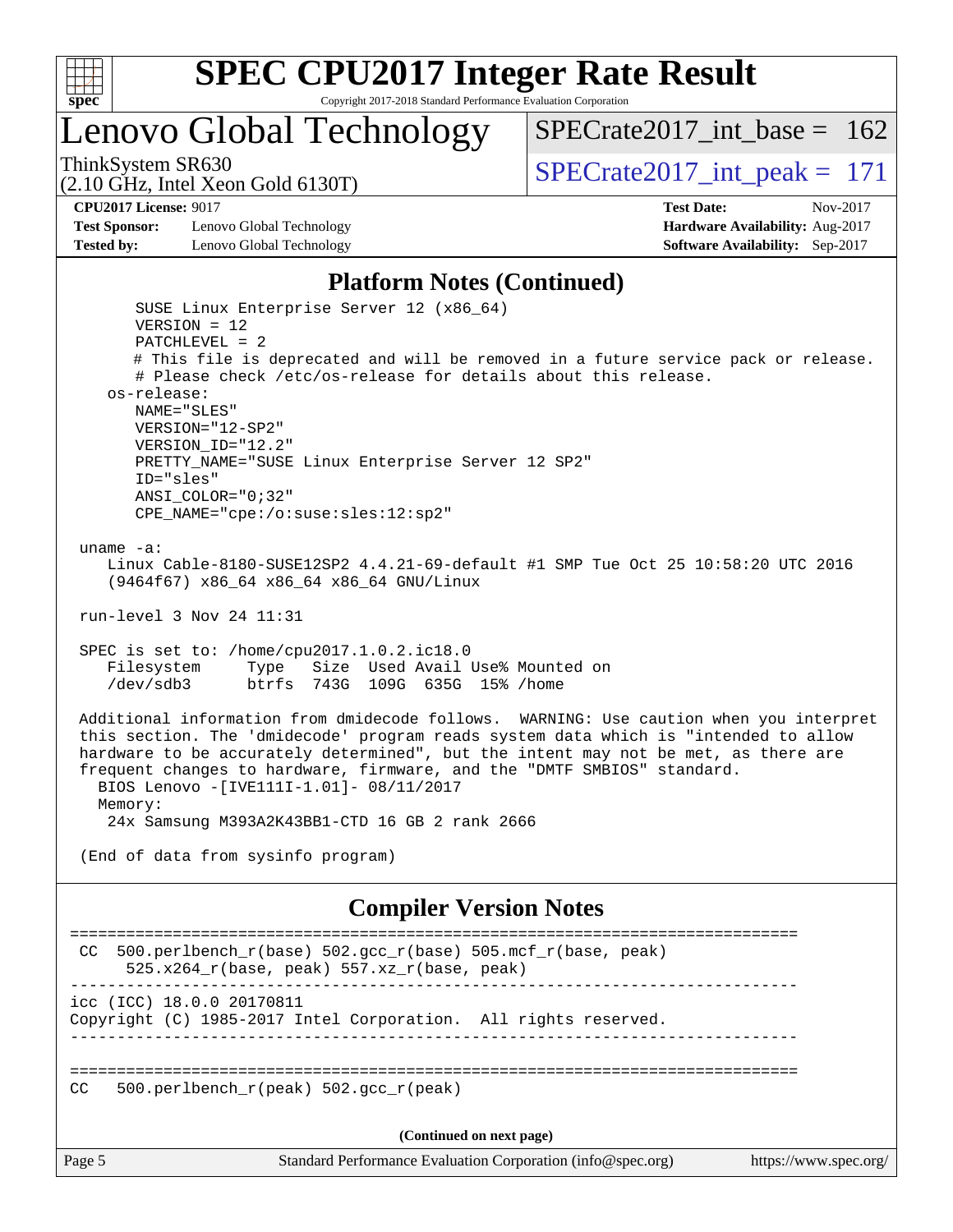## Platform Notes (Continued)

```
        SUSE Linux Enterprise Server 12 (x86_64)
        VERSION = 12
        PATCHLEVEL = 2
        # This file is deprecated and will be removed in a future service pack or release.
        # Please check /etc/os-release for details about this release.
    os-release:
        NAME="SLES"
        VERSION="12-SP2"
        VERSION_ID="12.2"
        PRETTY_NAME="SUSE Linux Enterprise Server 12 SP2"
        ID="sles"
        ANSI_COLOR="0;32"
        CPE_NAME="cpe:/o:suse:sles:12:sp2"

 uname -a:
    Linux Cable-8180-SUSE12SP2 4.4.21-69-default #1 SMP Tue Oct 25 10:58:20 UTC 2016
    (9464f67) x86_64 x86_64 x86_64 GNU/Linux

 run-level 3 Nov 24 11:31

 SPEC is set to: /home/cpu2017.1.0.2.ic18.0
    Filesystem     Type   Size  Used Avail Use% Mounted on
    /dev/sdb3      btrfs  743G  109G  635G  15% /home

 Additional information from dmidecode follows.  WARNING: Use caution when you interpret
 this section. The 'dmidecode' program reads system data which is "intended to allow
 hardware to be accurately determined", but the intent may not be met, as there are
 frequent changes to hardware, firmware, and the "DMTF SMBIOS" standard.
   BIOS Lenovo -[IVE111I-1.01]- 08/11/2017
   Memory:
    24x Samsung M393A2K43BB1-CTD 16 GB 2 rank 2666

 (End of data from sysinfo program)
```

## Compiler Version Notes

```
==============================================================================
 CC  500.perlbench_r(base) 502.gcc_r(base) 505.mcf_r(base, peak)
      525.x264_r(base, peak) 557.xz_r(base, peak)
------------------------------------------------------------------------------
icc (ICC) 18.0.0 20170811
Copyright (C) 1985-2017 Intel Corporation.  All rights reserved.
------------------------------------------------------------------------------

==============================================================================
CC   500.perlbench_r(peak) 502.gcc_r(peak)
```

(Continued on next page)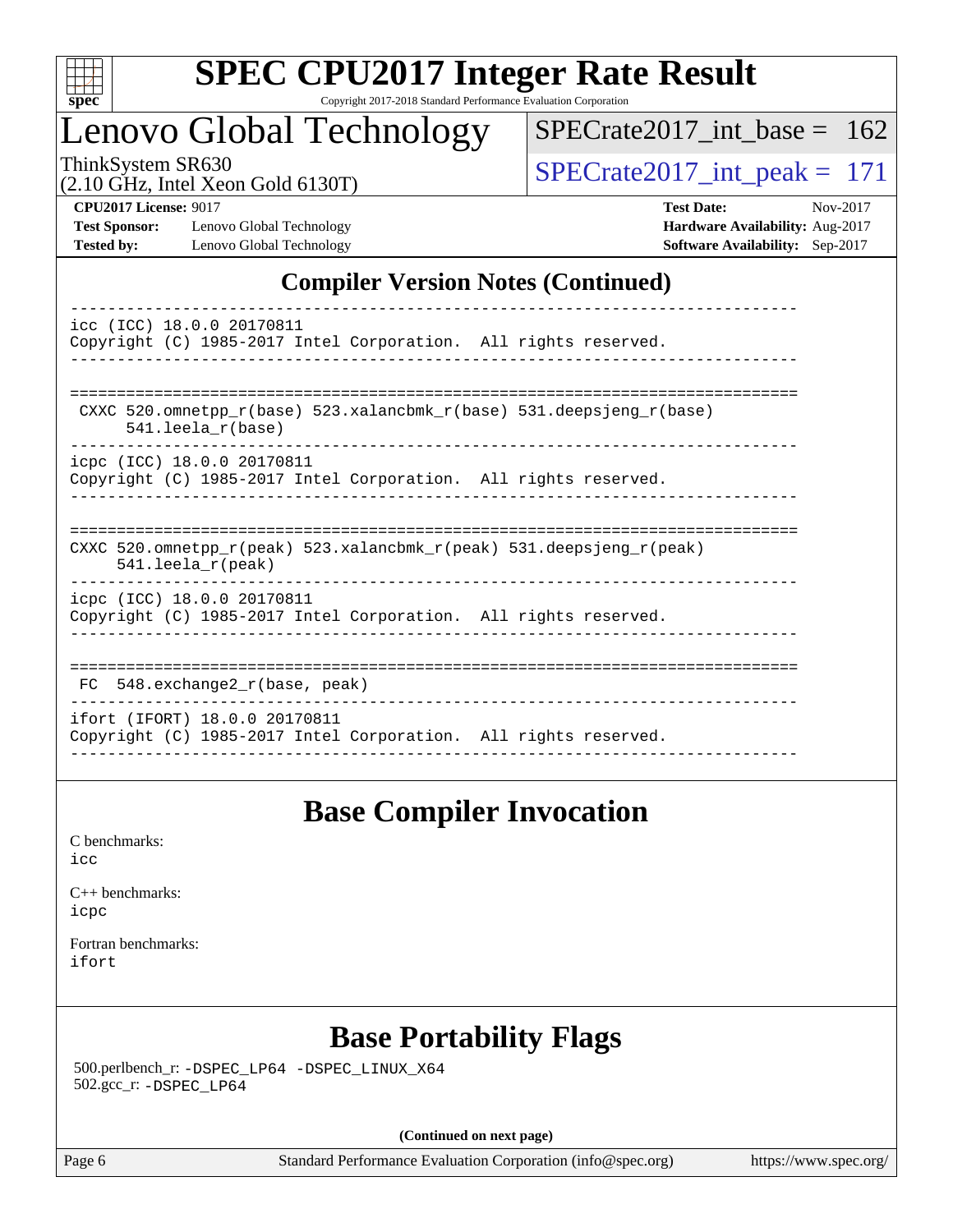# Lenovo Global Technology

ThinkSystem SR630
(2.10 GHz, Intel Xeon Gold 6130T)

SPECrate2017_int_base = 162

SPECrate2017_int_peak = 171

**CPU2017 License:** 9017
**Test Sponsor:** Lenovo Global Technology
**Tested by:** Lenovo Global Technology

**Test Date:** Nov-2017
**Hardware Availability:** Aug-2017
**Software Availability:** Sep-2017

## Compiler Version Notes (Continued)

```
------------------------------------------------------------------------------
icc (ICC) 18.0.0 20170811
Copyright (C) 1985-2017 Intel Corporation.  All rights reserved.
------------------------------------------------------------------------------

==============================================================================
 CXXC 520.omnetpp_r(base) 523.xalancbmk_r(base) 531.deepsjeng_r(base)
      541.leela_r(base)
------------------------------------------------------------------------------
icpc (ICC) 18.0.0 20170811
Copyright (C) 1985-2017 Intel Corporation.  All rights reserved.
------------------------------------------------------------------------------

==============================================================================
CXXC 520.omnetpp_r(peak) 523.xalancbmk_r(peak) 531.deepsjeng_r(peak)
     541.leela_r(peak)
------------------------------------------------------------------------------
icpc (ICC) 18.0.0 20170811
Copyright (C) 1985-2017 Intel Corporation.  All rights reserved.
------------------------------------------------------------------------------

==============================================================================
 FC  548.exchange2_r(base, peak)
------------------------------------------------------------------------------
ifort (IFORT) 18.0.0 20170811
Copyright (C) 1985-2017 Intel Corporation.  All rights reserved.
------------------------------------------------------------------------------
```

## Base Compiler Invocation

C benchmarks:
icc

C++ benchmarks:
icpc

Fortran benchmarks:
ifort

## Base Portability Flags

500.perlbench_r: -DSPEC_LP64 -DSPEC_LINUX_X64
502.gcc_r: -DSPEC_LP64

**(Continued on next page)**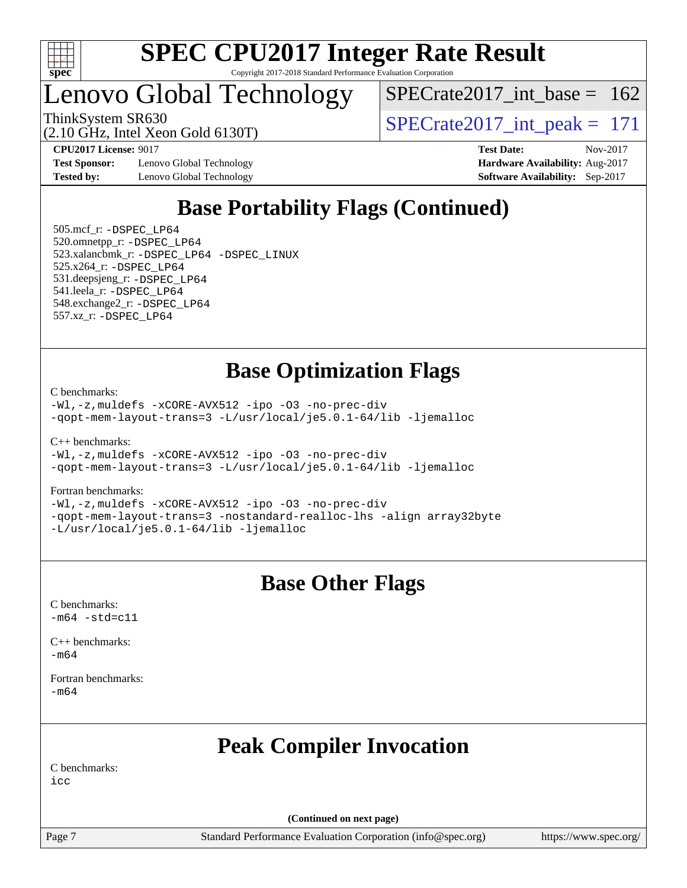# SPEC CPU2017 Integer Rate Result

Copyright 2017-2018 Standard Performance Evaluation Corporation

## Lenovo Global Technology

ThinkSystem SR630
(2.10 GHz, Intel Xeon Gold 6130T)

SPECrate2017_int_base = 162

SPECrate2017_int_peak = 171

**CPU2017 License:** 9017
**Test Sponsor:** Lenovo Global Technology
**Tested by:** Lenovo Global Technology

**Test Date:** Nov-2017
**Hardware Availability:** Aug-2017
**Software Availability:** Sep-2017

## Base Portability Flags (Continued)

505.mcf_r: -DSPEC_LP64
520.omnetpp_r: -DSPEC_LP64
523.xalancbmk_r: -DSPEC_LP64 -DSPEC_LINUX
525.x264_r: -DSPEC_LP64
531.deepsjeng_r: -DSPEC_LP64
541.leela_r: -DSPEC_LP64
548.exchange2_r: -DSPEC_LP64
557.xz_r: -DSPEC_LP64

## Base Optimization Flags

C benchmarks:
-Wl,-z,muldefs -xCORE-AVX512 -ipo -O3 -no-prec-div
-qopt-mem-layout-trans=3 -L/usr/local/je5.0.1-64/lib -ljemalloc

C++ benchmarks:
-Wl,-z,muldefs -xCORE-AVX512 -ipo -O3 -no-prec-div
-qopt-mem-layout-trans=3 -L/usr/local/je5.0.1-64/lib -ljemalloc

Fortran benchmarks:
-Wl,-z,muldefs -xCORE-AVX512 -ipo -O3 -no-prec-div
-qopt-mem-layout-trans=3 -nostandard-realloc-lhs -align array32byte
-L/usr/local/je5.0.1-64/lib -ljemalloc

## Base Other Flags

C benchmarks:
-m64 -std=c11

C++ benchmarks:
-m64

Fortran benchmarks:
-m64

## Peak Compiler Invocation

C benchmarks:
icc

**(Continued on next page)**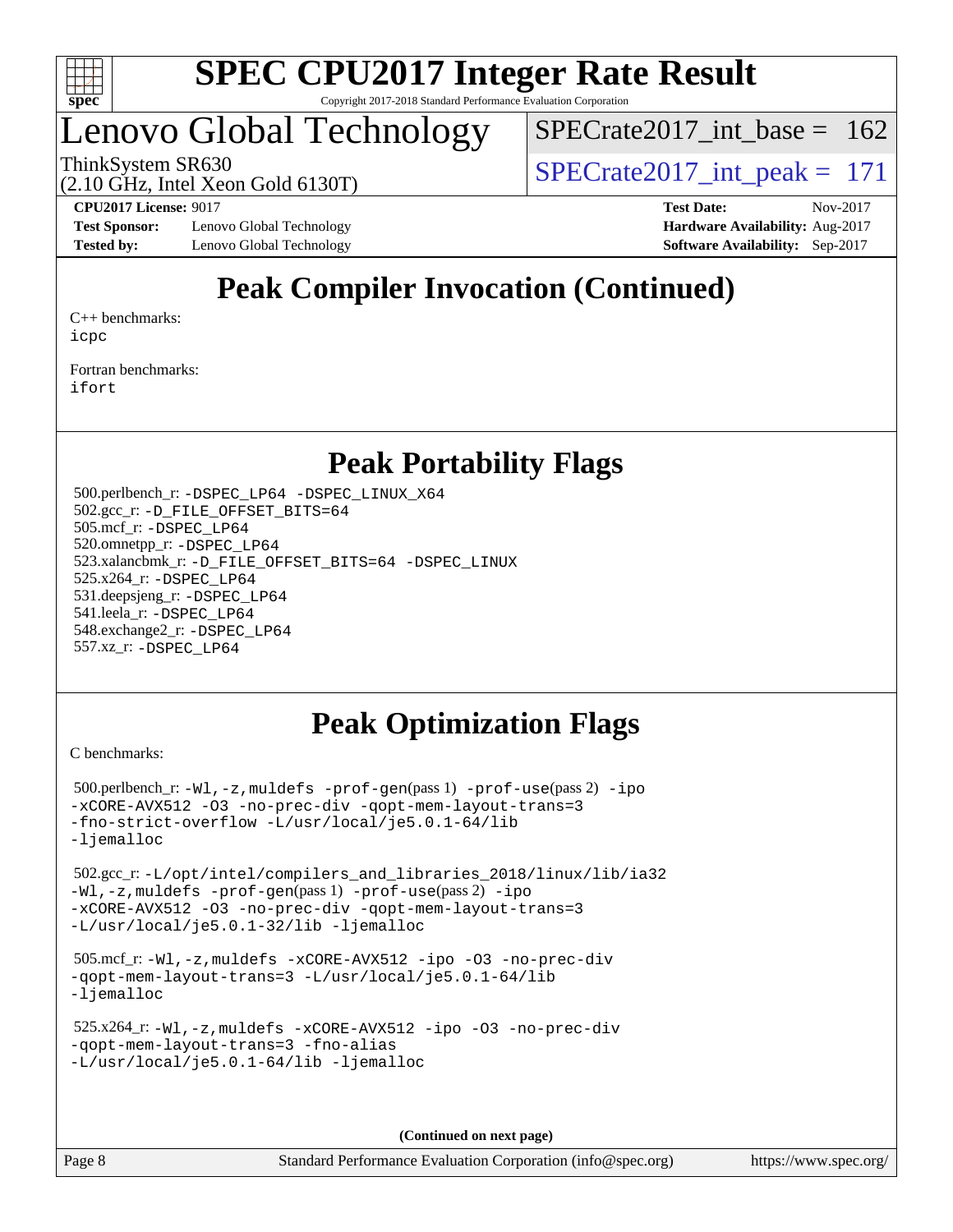# SPEC CPU2017 Integer Rate Result

Copyright 2017-2018 Standard Performance Evaluation Corporation

## Lenovo Global Technology

ThinkSystem SR630
(2.10 GHz, Intel Xeon Gold 6130T)

SPECrate2017_int_base = 162

SPECrate2017_int_peak = 171

**CPU2017 License:** 9017
**Test Sponsor:** Lenovo Global Technology
**Tested by:** Lenovo Global Technology

**Test Date:** Nov-2017
**Hardware Availability:** Aug-2017
**Software Availability:** Sep-2017

## Peak Compiler Invocation (Continued)

C++ benchmarks:
icpc

Fortran benchmarks:
ifort

## Peak Portability Flags

500.perlbench_r: -DSPEC_LP64 -DSPEC_LINUX_X64
502.gcc_r: -D_FILE_OFFSET_BITS=64
505.mcf_r: -DSPEC_LP64
520.omnetpp_r: -DSPEC_LP64
523.xalancbmk_r: -D_FILE_OFFSET_BITS=64 -DSPEC_LINUX
525.x264_r: -DSPEC_LP64
531.deepsjeng_r: -DSPEC_LP64
541.leela_r: -DSPEC_LP64
548.exchange2_r: -DSPEC_LP64
557.xz_r: -DSPEC_LP64

## Peak Optimization Flags

C benchmarks:

500.perlbench_r: -Wl,-z,muldefs -prof-gen(pass 1) -prof-use(pass 2) -ipo -xCORE-AVX512 -O3 -no-prec-div -qopt-mem-layout-trans=3 -fno-strict-overflow -L/usr/local/je5.0.1-64/lib -ljemalloc

502.gcc_r: -L/opt/intel/compilers_and_libraries_2018/linux/lib/ia32 -Wl,-z,muldefs -prof-gen(pass 1) -prof-use(pass 2) -ipo -xCORE-AVX512 -O3 -no-prec-div -qopt-mem-layout-trans=3 -L/usr/local/je5.0.1-32/lib -ljemalloc

505.mcf_r: -Wl,-z,muldefs -xCORE-AVX512 -ipo -O3 -no-prec-div -qopt-mem-layout-trans=3 -L/usr/local/je5.0.1-64/lib -ljemalloc

525.x264_r: -Wl,-z,muldefs -xCORE-AVX512 -ipo -O3 -no-prec-div -qopt-mem-layout-trans=3 -fno-alias -L/usr/local/je5.0.1-64/lib -ljemalloc

**(Continued on next page)**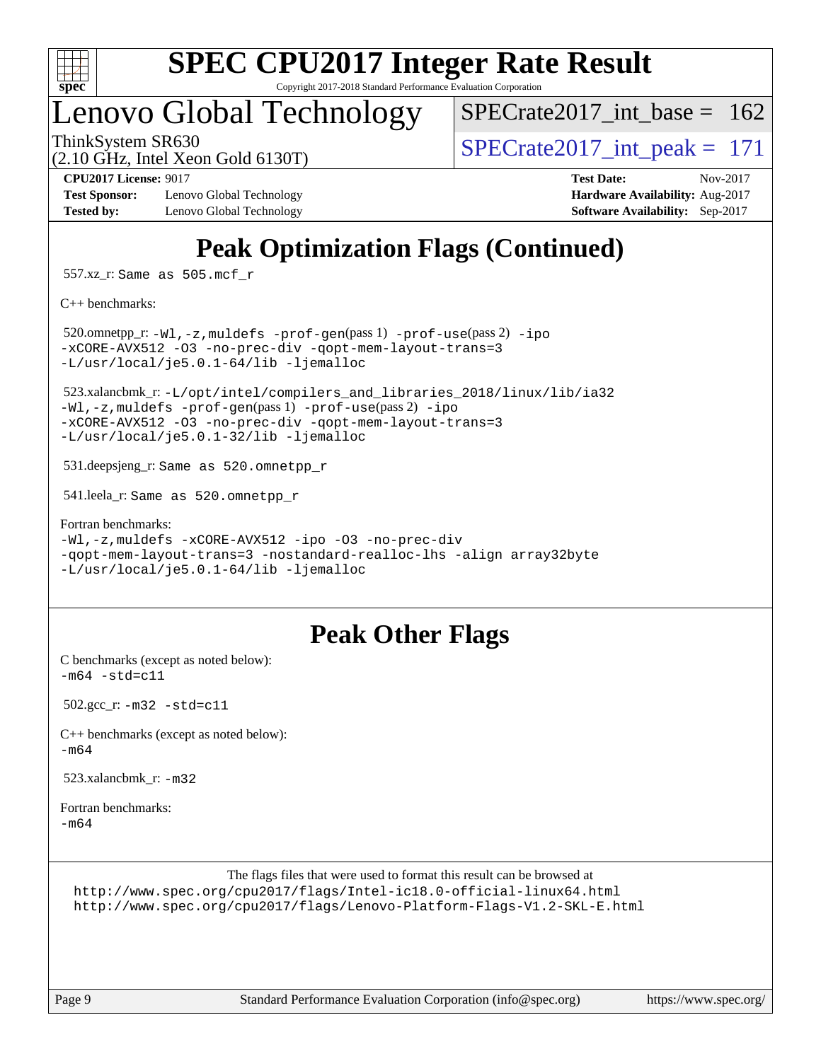# Peak Optimization Flags (Continued)

557.xz_r: `Same as 505.mcf_r`

C++ benchmarks:

520.omnetpp_r: `-Wl,-z,muldefs -prof-gen(pass 1) -prof-use(pass 2) -ipo -xCORE-AVX512 -O3 -no-prec-div -qopt-mem-layout-trans=3 -L/usr/local/je5.0.1-64/lib -ljemalloc`

523.xalancbmk_r: `-L/opt/intel/compilers_and_libraries_2018/linux/lib/ia32 -Wl,-z,muldefs -prof-gen(pass 1) -prof-use(pass 2) -ipo -xCORE-AVX512 -O3 -no-prec-div -qopt-mem-layout-trans=3 -L/usr/local/je5.0.1-32/lib -ljemalloc`

531.deepsjeng_r: `Same as 520.omnetpp_r`

541.leela_r: `Same as 520.omnetpp_r`

Fortran benchmarks:
`-Wl,-z,muldefs -xCORE-AVX512 -ipo -O3 -no-prec-div -qopt-mem-layout-trans=3 -nostandard-realloc-lhs -align array32byte -L/usr/local/je5.0.1-64/lib -ljemalloc`

# Peak Other Flags

C benchmarks (except as noted below):
`-m64 -std=c11`

502.gcc_r: `-m32 -std=c11`

C++ benchmarks (except as noted below):
`-m64`

523.xalancbmk_r: `-m32`

Fortran benchmarks:
`-m64`

The flags files that were used to format this result can be browsed at
http://www.spec.org/cpu2017/flags/Intel-ic18.0-official-linux64.html
http://www.spec.org/cpu2017/flags/Lenovo-Platform-Flags-V1.2-SKL-E.html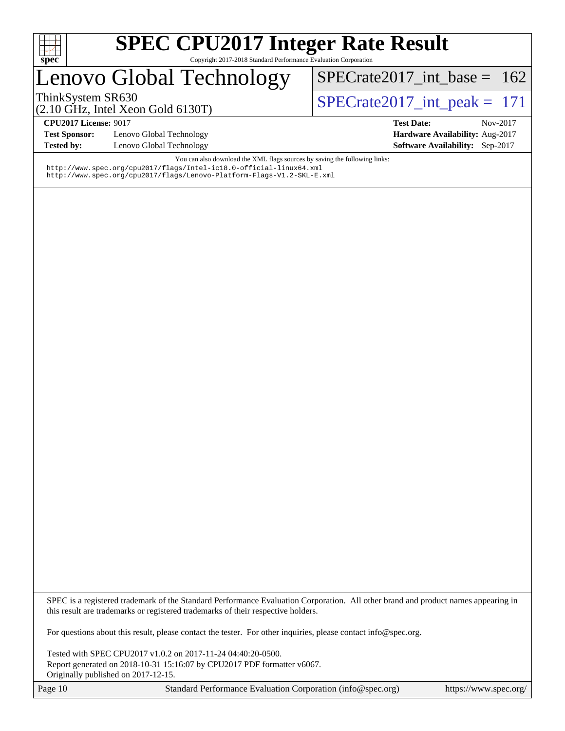# SPEC CPU2017 Integer Rate Result

Copyright 2017-2018 Standard Performance Evaluation Corporation

# Lenovo Global Technology

ThinkSystem SR630
(2.10 GHz, Intel Xeon Gold 6130T)

SPECrate2017_int_base = 162

SPECrate2017_int_peak = 171

**CPU2017 License:** 9017
**Test Sponsor:** Lenovo Global Technology
**Tested by:** Lenovo Global Technology

**Test Date:** Nov-2017
**Hardware Availability:** Aug-2017
**Software Availability:** Sep-2017

You can also download the XML flags sources by saving the following links:
http://www.spec.org/cpu2017/flags/Intel-ic18.0-official-linux64.xml
http://www.spec.org/cpu2017/flags/Lenovo-Platform-Flags-V1.2-SKL-E.xml

SPEC is a registered trademark of the Standard Performance Evaluation Corporation. All other brand and product names appearing in this result are trademarks or registered trademarks of their respective holders.

For questions about this result, please contact the tester. For other inquiries, please contact info@spec.org.

Tested with SPEC CPU2017 v1.0.2 on 2017-11-24 04:40:20-0500.
Report generated on 2018-10-31 15:16:07 by CPU2017 PDF formatter v6067.
Originally published on 2017-12-15.